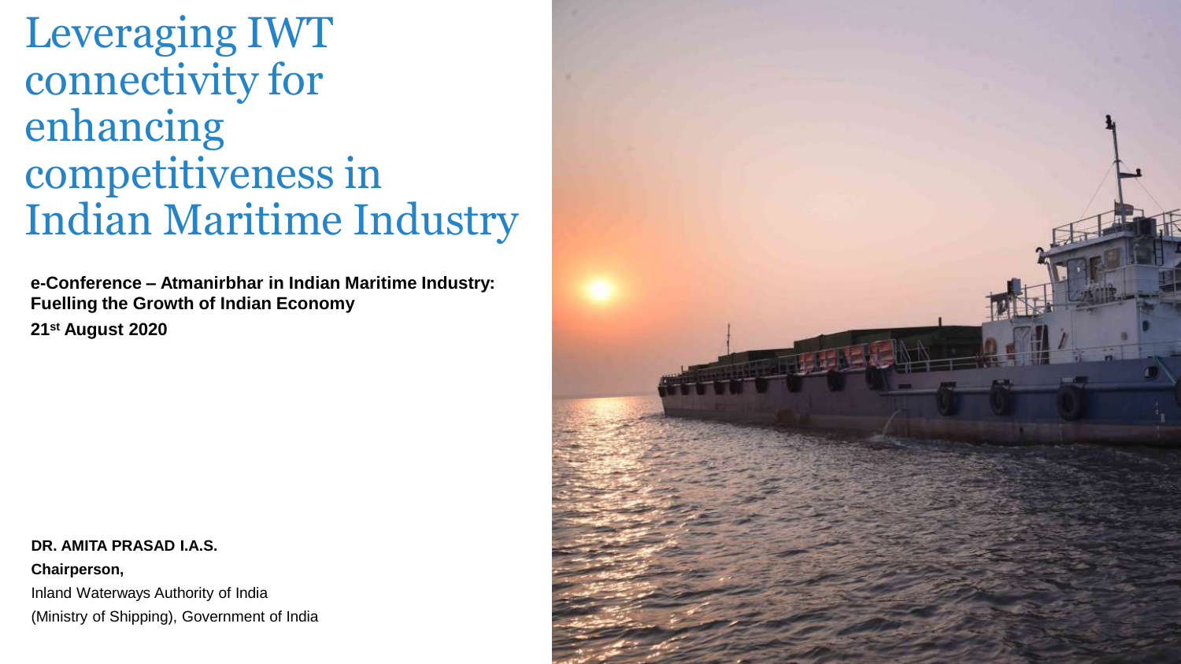# Leveraging IWT connectivity for enhancing competitiveness in Indian Maritime Industry

**e-Conference – Atmanirbhar in Indian Maritime Industry: Fuelling the Growth of Indian Economy**

**21st August 2020**

**DR. AMITA PRASAD I.A.S.**

**Chairperson,**

Inland Waterways Authority of India

(Ministry of Shipping), Government of India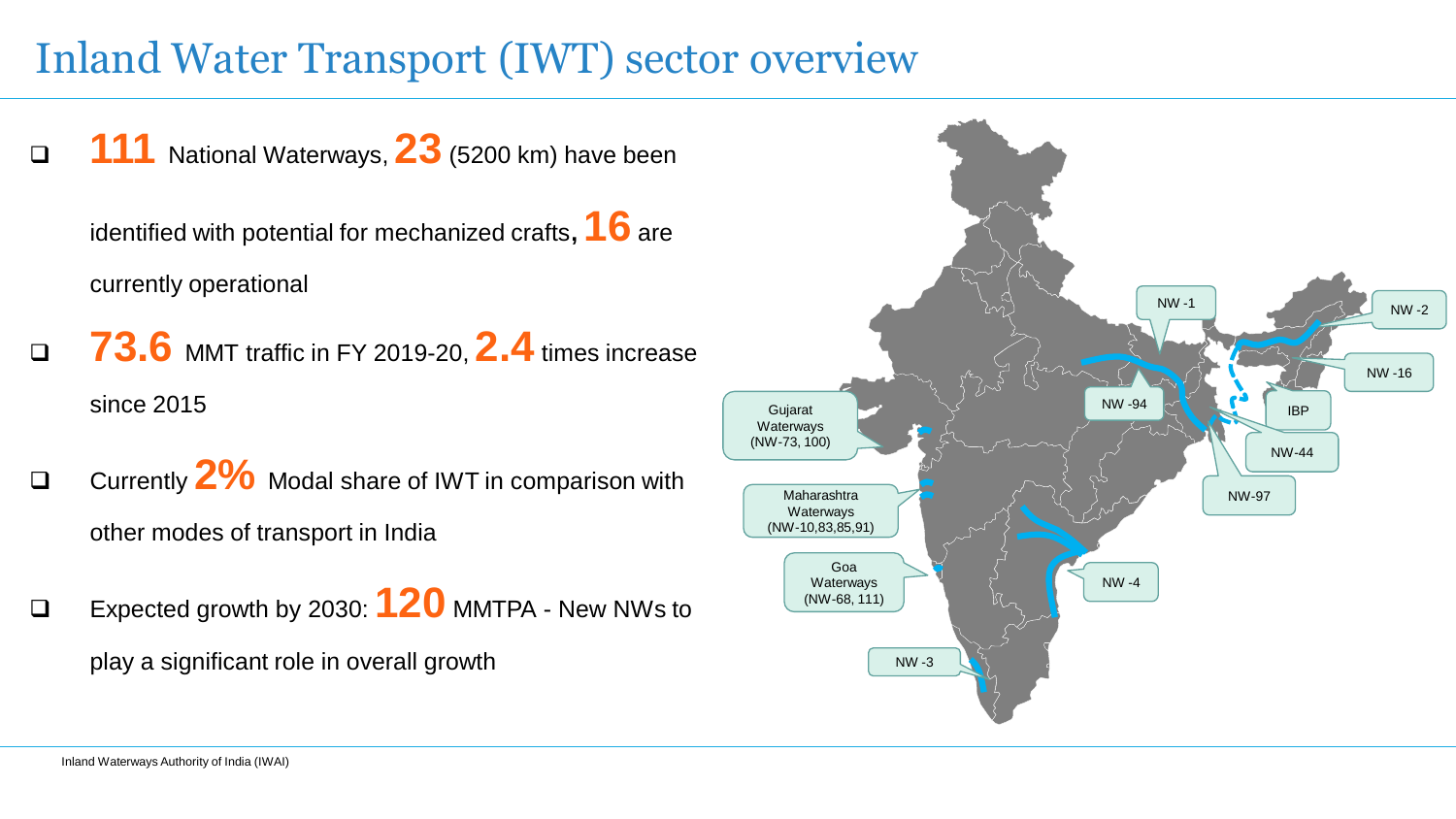# Inland Water Transport (IWT) sector overview

- **111** National Waterways, **23** (5200 km) have been identified with potential for mechanized crafts, **16** are currently operational
- **73.6** MMT traffic in FY 2019-20, **2.4** times increase since 2015
- Currently **2%** Modal share of IWT in comparison with other modes of transport in India
- Expected growth by 2030: **120** MMTPA - New NWs to play a significant role in overall growth

NW -1

NW -2

NW -16

NW -94

IBP

NW-44

NW-97

Gujarat Waterways (NW-73, 100)

Maharashtra Waterways (NW-10,83,85,91)

Goa Waterways (NW-68, 111)

NW -4

NW -3

Inland Waterways Authority of India (IWAI)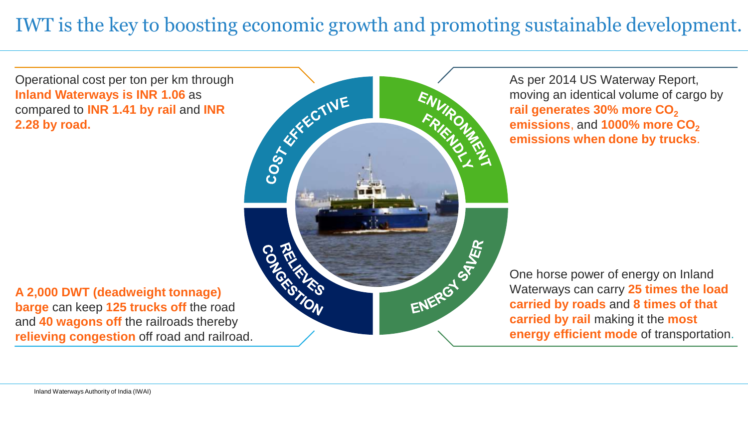# IWT is the key to boosting economic growth and promoting sustainable development.

## COST EFFECTIVE

Operational cost per ton per km through **Inland Waterways is INR 1.06** as compared to **INR 1.41 by rail** and **INR 2.28 by road.**

## ENVIRONMENT FRIENDLY

As per 2014 US Waterway Report, moving an identical volume of cargo by **rail generates 30% more $CO_2$ emissions**, and **1000% more $CO_2$ emissions when done by trucks**.

## RELIEVES CONGESTION

**A 2,000 DWT (deadweight tonnage) barge** can keep **125 trucks off** the road and **40 wagons off** the railroads thereby **relieving congestion** off road and railroad.

## ENERGY SAVER

One horse power of energy on Inland Waterways can carry **25 times the load carried by roads** and **8 times of that carried by rail** making it the **most energy efficient mode** of transportation.

Inland Waterways Authority of India (IWAI)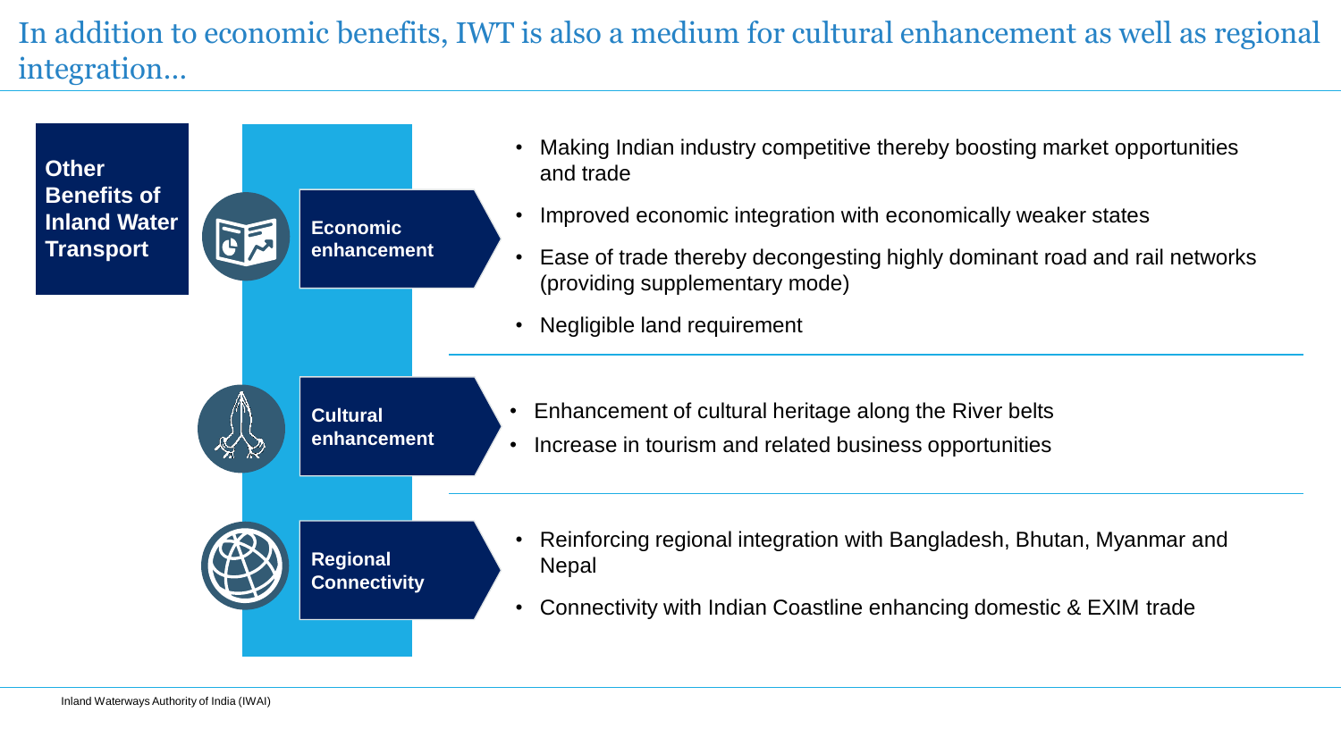# In addition to economic benefits, IWT is also a medium for cultural enhancement as well as regional integration…

**Other Benefits of Inland Water Transport**

### Economic enhancement

- Making Indian industry competitive thereby boosting market opportunities and trade
- Improved economic integration with economically weaker states
- Ease of trade thereby decongesting highly dominant road and rail networks (providing supplementary mode)
- Negligible land requirement

### Cultural enhancement

- Enhancement of cultural heritage along the River belts
- Increase in tourism and related business opportunities

### Regional Connectivity

- Reinforcing regional integration with Bangladesh, Bhutan, Myanmar and Nepal
- Connectivity with Indian Coastline enhancing domestic & EXIM trade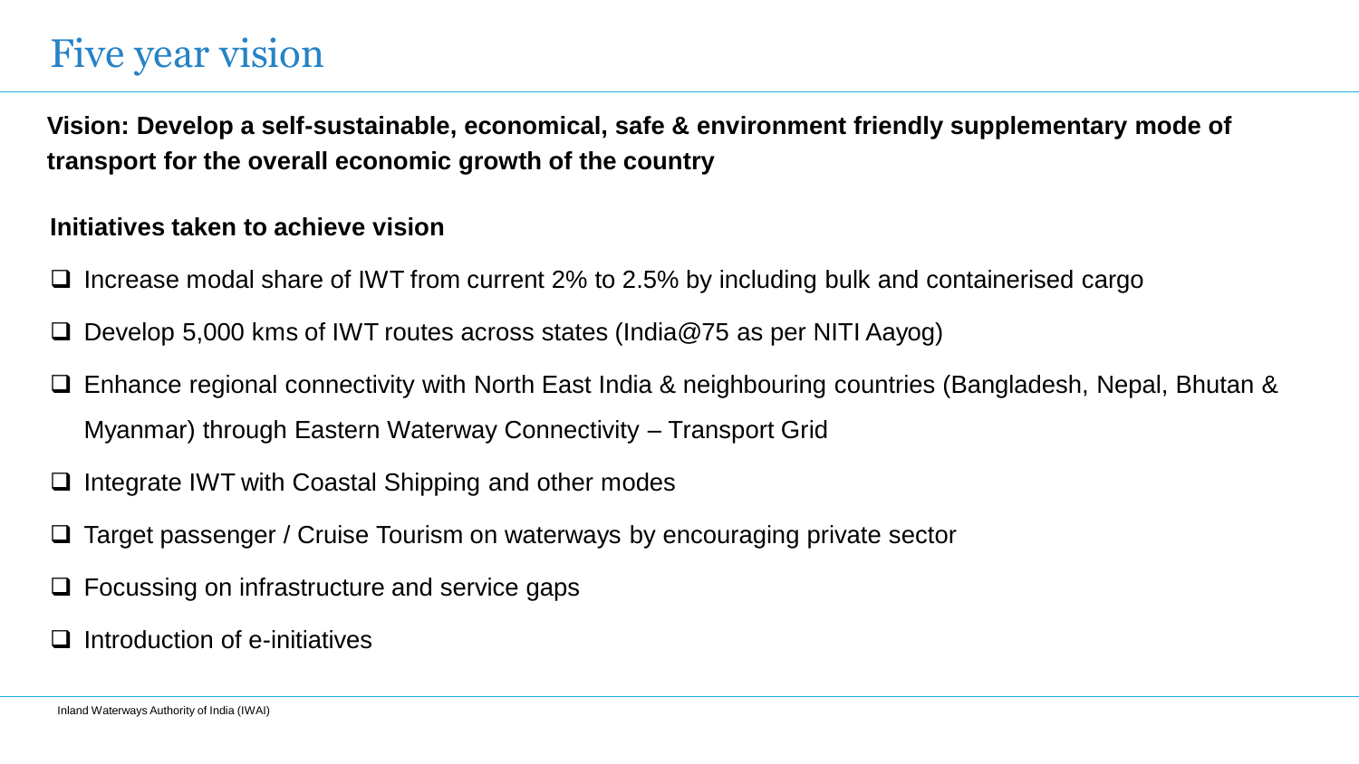# Five year vision

**Vision: Develop a self-sustainable, economical, safe & environment friendly supplementary mode of transport for the overall economic growth of the country**

**Initiatives taken to achieve vision**

- Increase modal share of IWT from current 2% to 2.5% by including bulk and containerised cargo
- Develop 5,000 kms of IWT routes across states (India@75 as per NITI Aayog)
- Enhance regional connectivity with North East India & neighbouring countries (Bangladesh, Nepal, Bhutan & Myanmar) through Eastern Waterway Connectivity – Transport Grid
- Integrate IWT with Coastal Shipping and other modes
- Target passenger / Cruise Tourism on waterways by encouraging private sector
- Focussing on infrastructure and service gaps
- Introduction of e-initiatives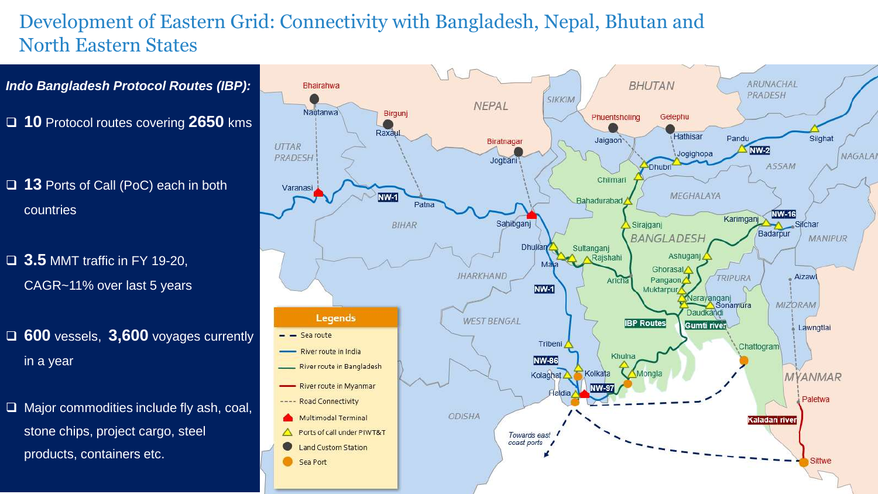# Development of Eastern Grid: Connectivity with Bangladesh, Nepal, Bhutan and North Eastern States

***Indo Bangladesh Protocol Routes (IBP):***

- **10** Protocol routes covering **2650** kms
- **13** Ports of Call (PoC) each in both countries
- **3.5** MMT traffic in FY 19-20, CAGR~11% over last 5 years
- **600** vessels, **3,600** voyages currently in a year
- Major commodities include fly ash, coal, stone chips, project cargo, steel products, containers etc.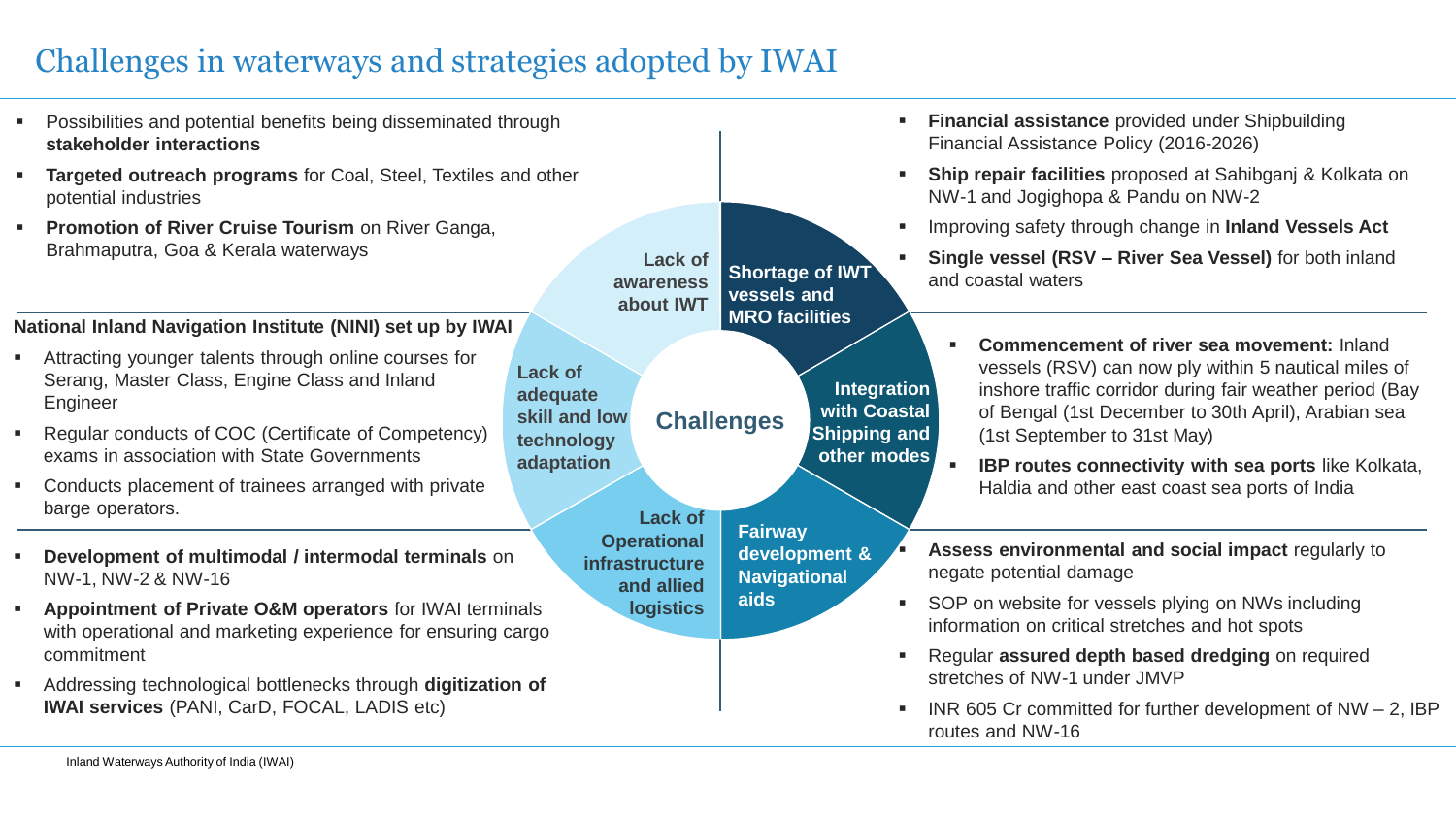# Challenges in waterways and strategies adopted by IWAI

## Challenges

### Lack of awareness about IWT

- Possibilities and potential benefits being disseminated through **stakeholder interactions**
- **Targeted outreach programs** for Coal, Steel, Textiles and other potential industries
- **Promotion of River Cruise Tourism** on River Ganga, Brahmaputra, Goa & Kerala waterways

### Lack of adequate skill and low technology adaptation

**National Inland Navigation Institute (NINI) set up by IWAI**

- Attracting younger talents through online courses for Serang, Master Class, Engine Class and Inland Engineer
- Regular conducts of COC (Certificate of Competency) exams in association with State Governments
- Conducts placement of trainees arranged with private barge operators.

### Lack of Operational infrastructure and allied logistics

- **Development of multimodal / intermodal terminals** on NW-1, NW-2 & NW-16
- **Appointment of Private O&M operators** for IWAI terminals with operational and marketing experience for ensuring cargo commitment
- Addressing technological bottlenecks through **digitization of IWAI services** (PANI, CarD, FOCAL, LADIS etc)

### Shortage of IWT vessels and MRO facilities

- **Financial assistance** provided under Shipbuilding Financial Assistance Policy (2016-2026)
- **Ship repair facilities** proposed at Sahibganj & Kolkata on NW-1 and Jogighopa & Pandu on NW-2
- Improving safety through change in **Inland Vessels Act**
- **Single vessel (RSV – River Sea Vessel)** for both inland and coastal waters

### Integration with Coastal Shipping and other modes

- **Commencement of river sea movement:** Inland vessels (RSV) can now ply within 5 nautical miles of inshore traffic corridor during fair weather period (Bay of Bengal (1st December to 30th April), Arabian sea (1st September to 31st May)
- **IBP routes connectivity with sea ports** like Kolkata, Haldia and other east coast sea ports of India

### Fairway development & Navigational aids

- **Assess environmental and social impact** regularly to negate potential damage
- SOP on website for vessels plying on NWs including information on critical stretches and hot spots
- Regular **assured depth based dredging** on required stretches of NW-1 under JMVP
- INR 605 Cr committed for further development of NW – 2, IBP routes and NW-16

Inland Waterways Authority of India (IWAI)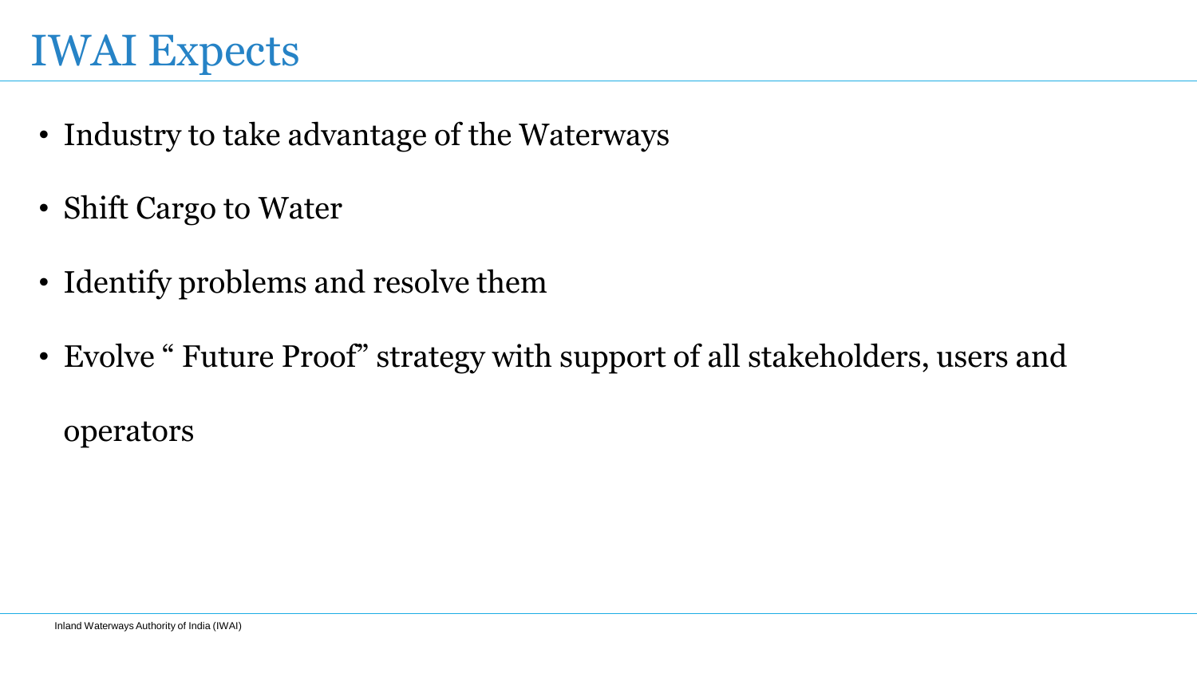# IWAI Expects

- Industry to take advantage of the Waterways
- Shift Cargo to Water
- Identify problems and resolve them
- Evolve " Future Proof" strategy with support of all stakeholders, users and operators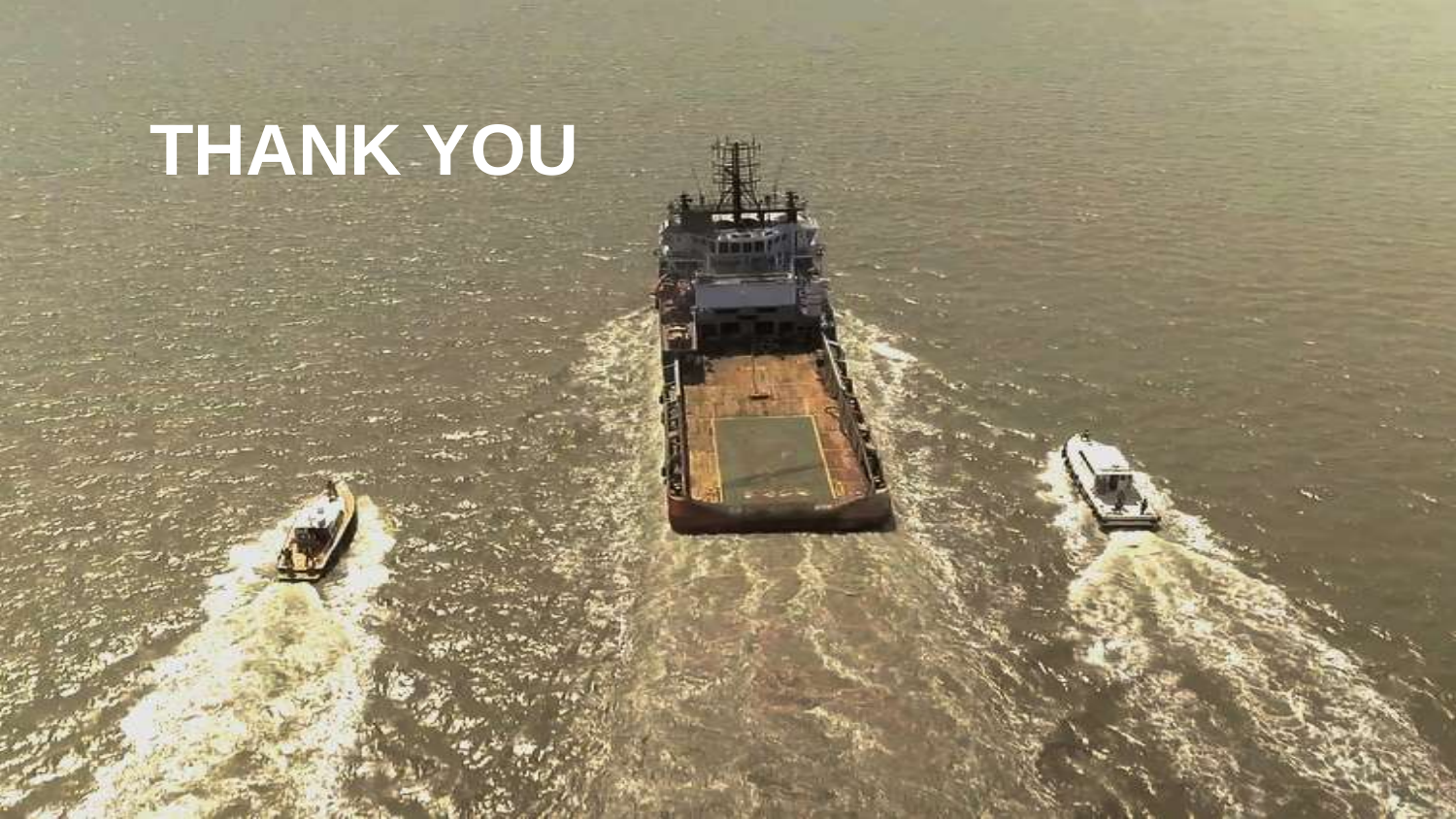# THANK YOU